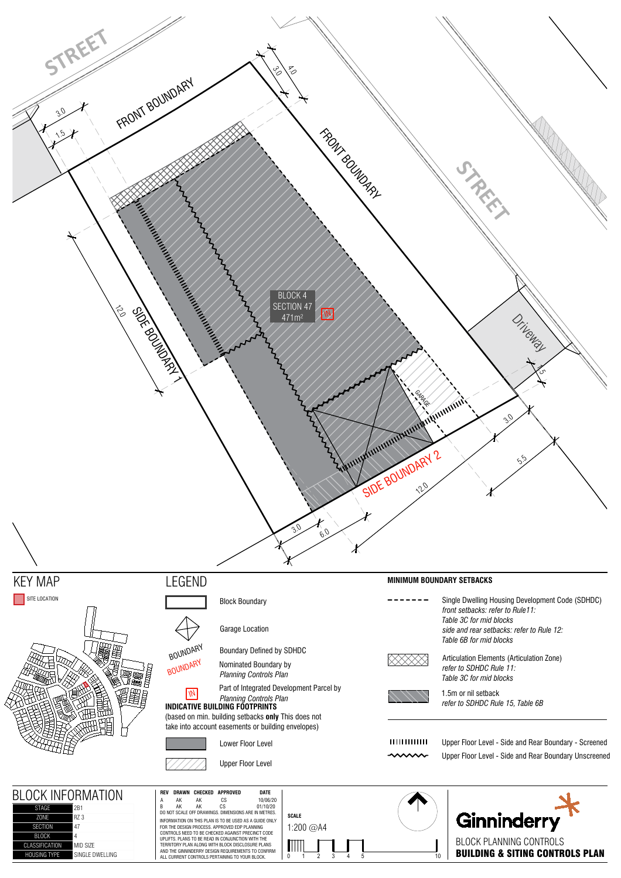STREET

FRONT BOUNDARY

FRONT BOUNDARY

STREET

SIDE BOUNDARY 1

SIDE BOUNDARY 2

Driveway

GARAGE

BLOCK 4
SECTION 47
471m²

IN

3.0 1.5 3.0 4.0 12.0 1.5 3.0 5.5 12.0 3.0 6.0

## KEY MAP

SITE LOCATION

## LEGEND

- Block Boundary
- Garage Location
- BOUNDARY — Boundary Defined by SDHDC
- BOUNDARY — Nominated Boundary by *Planning Controls Plan*
- IN — Part of Integrated Development Parcel by *Planning Controls Plan*

**INDICATIVE BUILDING FOOTPRINTS**
(based on min. building setbacks **only** This does not take into account easements or building envelopes)

- Lower Floor Level
- Upper Floor Level

**MINIMUM BOUNDARY SETBACKS**

- Single Dwelling Housing Development Code (SDHDC) *front setbacks: refer to Rule11: Table 3C for mid blocks side and rear setbacks: refer to Rule 12: Table 6B for mid blocks*
- Articulation Elements (Articulation Zone) *refer to SDHDC Rule 11: Table 3C for mid blocks*
- 1.5m or nil setback *refer to SDHDC Rule 15, Table 6B*
- Upper Floor Level - Side and Rear Boundary - Screened
- Upper Floor Level - Side and Rear Boundary Unscreened

## BLOCK INFORMATION

| | |
|---|---|
| STAGE | 2B1 |
| ZONE | RZ 3 |
| SECTION | 47 |
| BLOCK | 4 |
| CLASSIFICATION | MID SIZE |
| HOUSING TYPE | SINGLE DWELLING |

| REV | DRAWN | CHECKED | APPROVED | DATE |
|---|---|---|---|---|
| A | AK | AK | CS | 10/06/20 |
| B | AK | AK | CS | 01/10/20 |

DO NOT SCALE OFF DRAWINGS. DIMENSIONS ARE IN METRES.

INFORMATION ON THIS PLAN IS TO BE USED AS A GUIDE ONLY FOR THE DESIGN PROCESS. APPROVED EDP PLANNING CONTROLS NEED TO BE CHECKED AGAINST PRECINCT CODE UPLIFTS. PLANS TO BE READ IN CONJUNCTION WITH THE TERRITORY PLAN ALONG WITH BLOCK DISCLOSURE PLANS AND THE GINNINDERRY DESIGN REQUIREMENTS TO CONFIRM ALL CURRENT CONTROLS PERTAINING TO YOUR BLOCK.

**SCALE**
1:200 @A4

0 1 2 3 4 5 10

Ginninderry

BLOCK PLANNING CONTROLS
**BUILDING & SITING CONTROLS PLAN**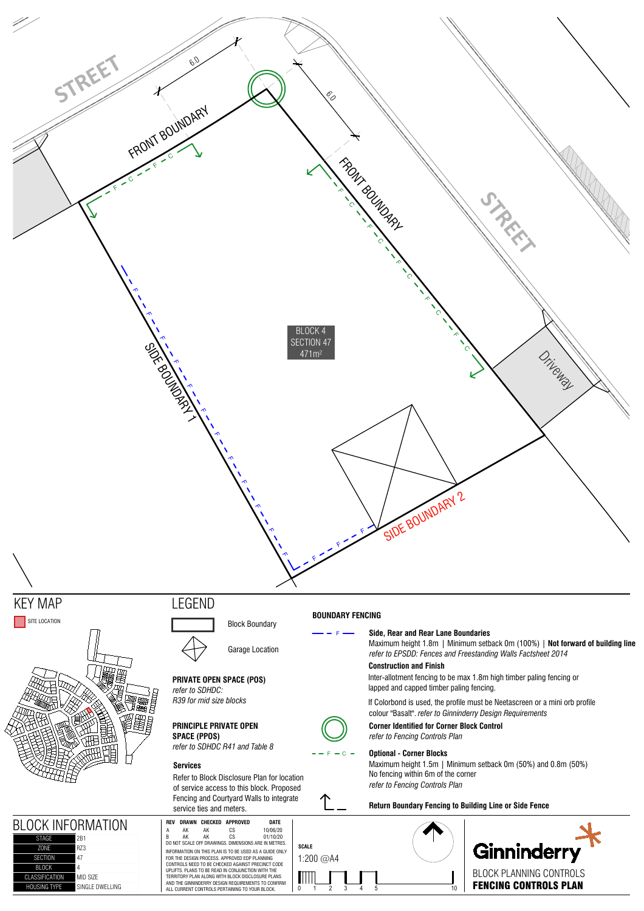STREET

STREET

FRONT BOUNDARY

FRONT BOUNDARY

SIDE BOUNDARY 1

SIDE BOUNDARY 2

6.0

6.0

Driveway

BLOCK 4
SECTION 47
471m²

# KEY MAP

SITE LOCATION

# LEGEND

Block Boundary

Garage Location

**PRIVATE OPEN SPACE (POS)**
*refer to SDHDC:*
*R39 for mid size blocks*

**PRINCIPLE PRIVATE OPEN SPACE (PPOS)**
*refer to SDHDC R41 and Table 8*

**Services**

Refer to Block Disclosure Plan for location of service access to this block. Proposed Fencing and Courtyard Walls to integrate service ties and meters.

## BOUNDARY FENCING

**Side, Rear and Rear Lane Boundaries**
Maximum height 1.8m | Minimum setback 0m (100%) | **Not forward of building line**
*refer to EPSDD: Fences and Freestanding Walls Factsheet 2014*

**Construction and Finish**
Inter-allotment fencing to be max 1.8m high timber paling fencing or lapped and capped timber paling fencing.

If Colorbond is used, the profile must be Neetascreen or a mini orb profile colour "Basalt". *refer to Ginninderry Design Requirements*

**Corner Identified for Corner Block Control**
*refer to Fencing Controls Plan*

**Optional - Corner Blocks**
Maximum height 1.5m | Minimum setback 0m (50%) and 0.8m (50%)
No fencing within 6m of the corner
*refer to Fencing Controls Plan*

**Return Boundary Fencing to Building Line or Side Fence**

# BLOCK INFORMATION

| | |
|---|---|
| STAGE | 2B1 |
| ZONE | RZ3 |
| SECTION | 47 |
| BLOCK | 4 |
| CLASSIFICATION | MID SIZE |
| HOUSING TYPE | SINGLE DWELLING |

| REV | DRAWN | CHECKED | APPROVED | DATE |
|---|---|---|---|---|
| A | AK | AK | CS | 10/06/20 |
| B | AK | AK | CS | 01/10/20 |

DO NOT SCALE OFF DRAWINGS. DIMENSIONS ARE IN METRES.

INFORMATION ON THIS PLAN IS TO BE USED AS A GUIDE ONLY FOR THE DESIGN PROCESS. APPROVED EDP PLANNING CONTROLS NEED TO BE CHECKED AGAINST PRECINCT CODE UPLIFTS. PLANS TO BE READ IN CONJUNCTION WITH THE TERRITORY PLAN ALONG WITH BLOCK DISCLOSURE PLANS AND THE GINNINDERRY DESIGN REQUIREMENTS TO CONFIRM ALL CURRENT CONTROLS PERTAINING TO YOUR BLOCK.

**SCALE**
1:200 @A4

0 1 2 3 4 5 10

Ginninderry

BLOCK PLANNING CONTROLS
**FENCING CONTROLS PLAN**